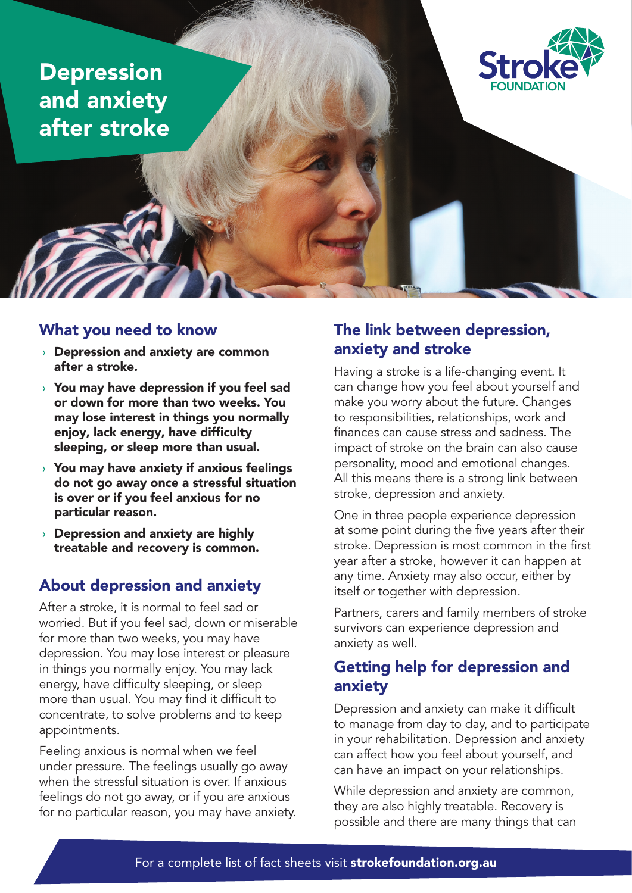# Depression and anxiety after stroke

Stroke FOUNDATION

## What you need to know

- **Depression and anxiety are common after a stroke.**
- **You may have depression if you feel sad or down for more than two weeks. You may lose interest in things you normally enjoy, lack energy, have difficulty sleeping, or sleep more than usual.**
- **You may have anxiety if anxious feelings do not go away once a stressful situation is over or if you feel anxious for no particular reason.**
- **Depression and anxiety are highly treatable and recovery is common.**

## About depression and anxiety

After a stroke, it is normal to feel sad or worried. But if you feel sad, down or miserable for more than two weeks, you may have depression. You may lose interest or pleasure in things you normally enjoy. You may lack energy, have difficulty sleeping, or sleep more than usual. You may find it difficult to concentrate, to solve problems and to keep appointments.

Feeling anxious is normal when we feel under pressure. The feelings usually go away when the stressful situation is over. If anxious feelings do not go away, or if you are anxious for no particular reason, you may have anxiety.

## The link between depression, anxiety and stroke

Having a stroke is a life-changing event. It can change how you feel about yourself and make you worry about the future. Changes to responsibilities, relationships, work and finances can cause stress and sadness. The impact of stroke on the brain can also cause personality, mood and emotional changes. All this means there is a strong link between stroke, depression and anxiety.

One in three people experience depression at some point during the five years after their stroke. Depression is most common in the first year after a stroke, however it can happen at any time. Anxiety may also occur, either by itself or together with depression.

Partners, carers and family members of stroke survivors can experience depression and anxiety as well.

## Getting help for depression and anxiety

Depression and anxiety can make it difficult to manage from day to day, and to participate in your rehabilitation. Depression and anxiety can affect how you feel about yourself, and can have an impact on your relationships.

While depression and anxiety are common, they are also highly treatable. Recovery is possible and there are many things that can

For a complete list of fact sheets visit **strokefoundation.org.au**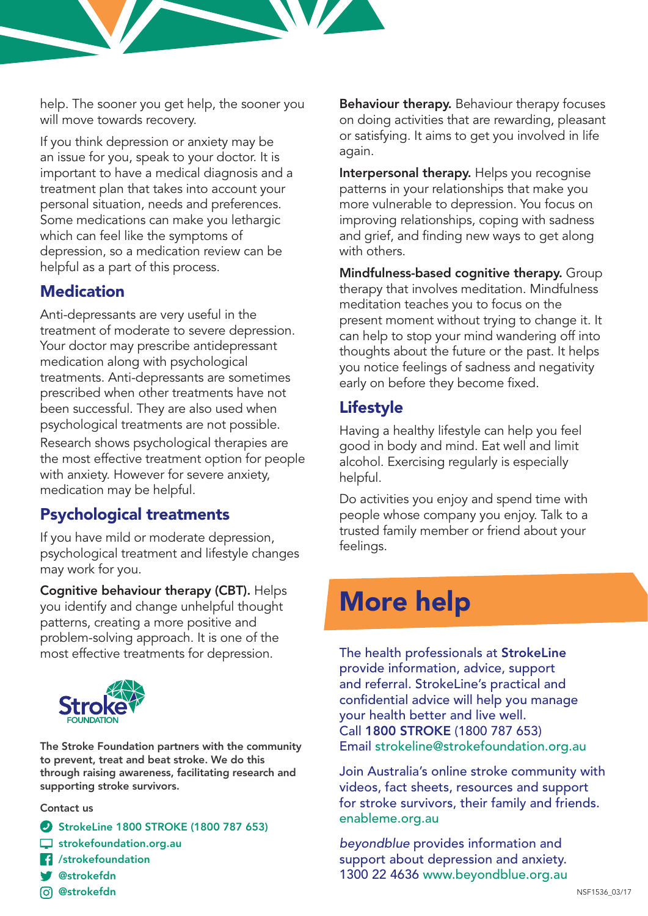help. The sooner you get help, the sooner you will move towards recovery.

If you think depression or anxiety may be an issue for you, speak to your doctor. It is important to have a medical diagnosis and a treatment plan that takes into account your personal situation, needs and preferences. Some medications can make you lethargic which can feel like the symptoms of depression, so a medication review can be helpful as a part of this process.

## Medication

Anti-depressants are very useful in the treatment of moderate to severe depression. Your doctor may prescribe antidepressant medication along with psychological treatments. Anti-depressants are sometimes prescribed when other treatments have not been successful. They are also used when psychological treatments are not possible.

Research shows psychological therapies are the most effective treatment option for people with anxiety. However for severe anxiety, medication may be helpful.

## Psychological treatments

If you have mild or moderate depression, psychological treatment and lifestyle changes may work for you.

**Cognitive behaviour therapy (CBT).** Helps you identify and change unhelpful thought patterns, creating a more positive and problem-solving approach. It is one of the most effective treatments for depression.

**Behaviour therapy.** Behaviour therapy focuses on doing activities that are rewarding, pleasant or satisfying. It aims to get you involved in life again.

**Interpersonal therapy.** Helps you recognise patterns in your relationships that make you more vulnerable to depression. You focus on improving relationships, coping with sadness and grief, and finding new ways to get along with others.

**Mindfulness-based cognitive therapy.** Group therapy that involves meditation. Mindfulness meditation teaches you to focus on the present moment without trying to change it. It can help to stop your mind wandering off into thoughts about the future or the past. It helps you notice feelings of sadness and negativity early on before they become fixed.

## Lifestyle

Having a healthy lifestyle can help you feel good in body and mind. Eat well and limit alcohol. Exercising regularly is especially helpful.

Do activities you enjoy and spend time with people whose company you enjoy. Talk to a trusted family member or friend about your feelings.

# More help

The health professionals at **StrokeLine** provide information, advice, support and referral. StrokeLine's practical and confidential advice will help you manage your health better and live well.
Call **1800 STROKE** (1800 787 653)
Email strokeline@strokefoundation.org.au

Join Australia's online stroke community with videos, fact sheets, resources and support for stroke survivors, their family and friends.
enableme.org.au

*beyondblue* provides information and support about depression and anxiety.
1300 22 4636 www.beyondblue.org.au

Stroke FOUNDATION

**The Stroke Foundation partners with the community to prevent, treat and beat stroke. We do this through raising awareness, facilitating research and supporting stroke survivors.**

Contact us

- StrokeLine 1800 STROKE (1800 787 653)
- strokefoundation.org.au
- /strokefoundation
- @strokefdn
- @strokefdn

NSF1536_03/17